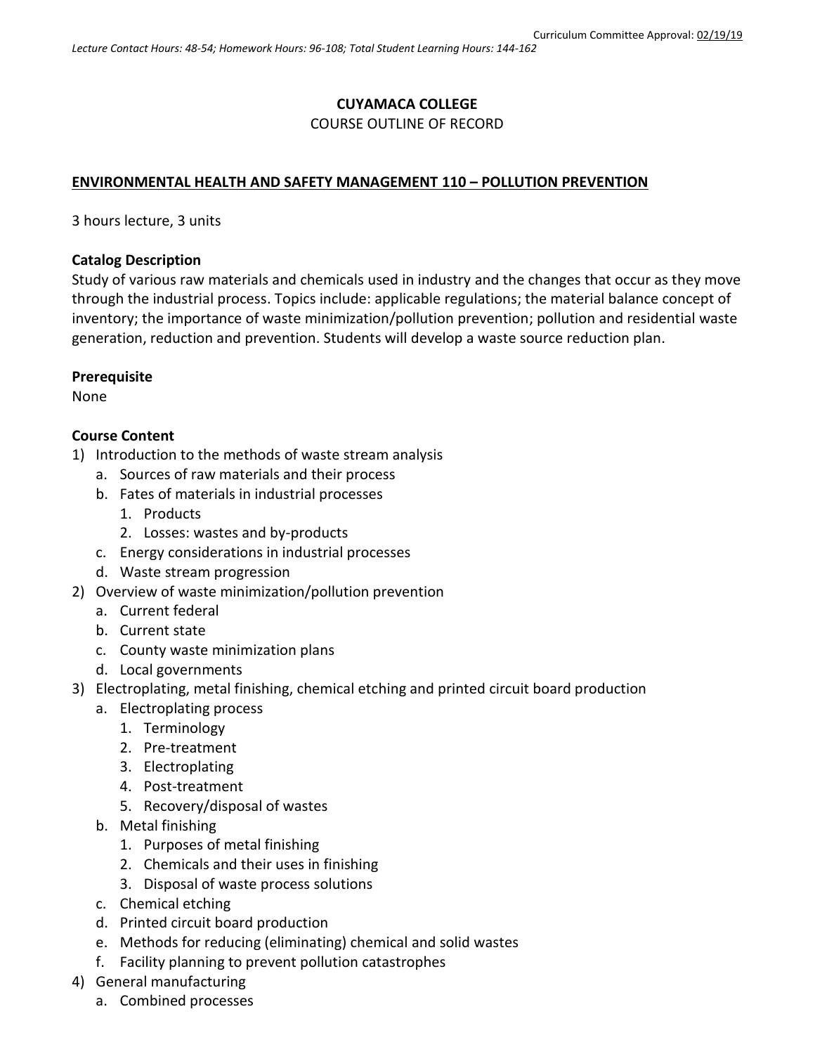Curriculum Committee Approval: 02/19/19

*Lecture Contact Hours: 48-54; Homework Hours: 96-108; Total Student Learning Hours: 144-162*

**CUYAMACA COLLEGE**

COURSE OUTLINE OF RECORD

**ENVIRONMENTAL HEALTH AND SAFETY MANAGEMENT 110 – POLLUTION PREVENTION**

3 hours lecture, 3 units

**Catalog Description**

Study of various raw materials and chemicals used in industry and the changes that occur as they move through the industrial process. Topics include: applicable regulations; the material balance concept of inventory; the importance of waste minimization/pollution prevention; pollution and residential waste generation, reduction and prevention. Students will develop a waste source reduction plan.

**Prerequisite**

None

**Course Content**

1) Introduction to the methods of waste stream analysis
   a. Sources of raw materials and their process
   b. Fates of materials in industrial processes
      1. Products
      2. Losses: wastes and by-products
   c. Energy considerations in industrial processes
   d. Waste stream progression
2) Overview of waste minimization/pollution prevention
   a. Current federal
   b. Current state
   c. County waste minimization plans
   d. Local governments
3) Electroplating, metal finishing, chemical etching and printed circuit board production
   a. Electroplating process
      1. Terminology
      2. Pre-treatment
      3. Electroplating
      4. Post-treatment
      5. Recovery/disposal of wastes
   b. Metal finishing
      1. Purposes of metal finishing
      2. Chemicals and their uses in finishing
      3. Disposal of waste process solutions
   c. Chemical etching
   d. Printed circuit board production
   e. Methods for reducing (eliminating) chemical and solid wastes
   f. Facility planning to prevent pollution catastrophes
4) General manufacturing
   a. Combined processes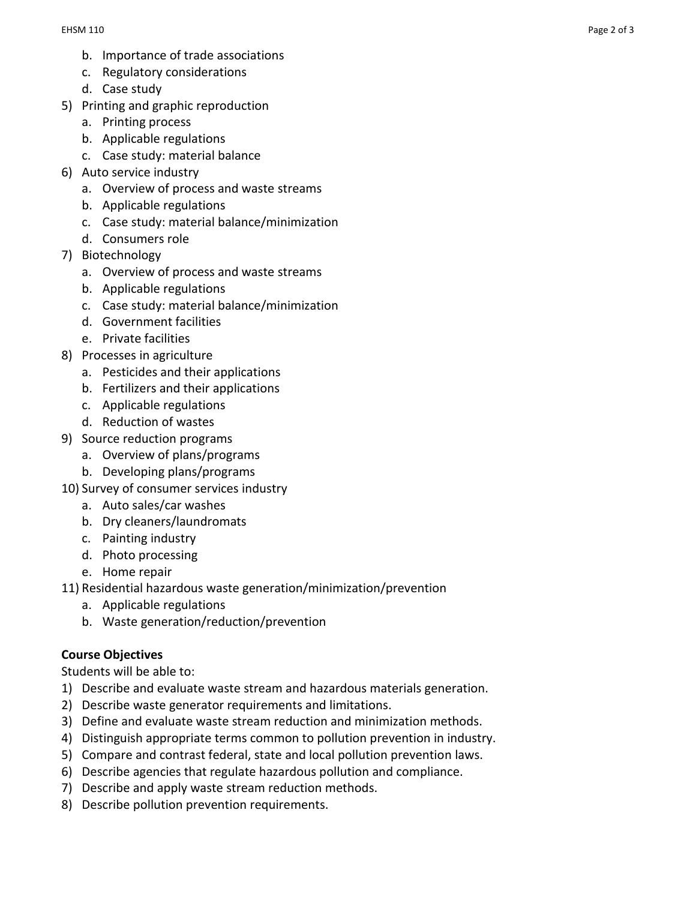b. Importance of trade associations
   c. Regulatory considerations
   d. Case study
5) Printing and graphic reproduction
   a. Printing process
   b. Applicable regulations
   c. Case study: material balance
6) Auto service industry
   a. Overview of process and waste streams
   b. Applicable regulations
   c. Case study: material balance/minimization
   d. Consumers role
7) Biotechnology
   a. Overview of process and waste streams
   b. Applicable regulations
   c. Case study: material balance/minimization
   d. Government facilities
   e. Private facilities
8) Processes in agriculture
   a. Pesticides and their applications
   b. Fertilizers and their applications
   c. Applicable regulations
   d. Reduction of wastes
9) Source reduction programs
   a. Overview of plans/programs
   b. Developing plans/programs
10) Survey of consumer services industry
   a. Auto sales/car washes
   b. Dry cleaners/laundromats
   c. Painting industry
   d. Photo processing
   e. Home repair
11) Residential hazardous waste generation/minimization/prevention
   a. Applicable regulations
   b. Waste generation/reduction/prevention

**Course Objectives**

Students will be able to:

1) Describe and evaluate waste stream and hazardous materials generation.
2) Describe waste generator requirements and limitations.
3) Define and evaluate waste stream reduction and minimization methods.
4) Distinguish appropriate terms common to pollution prevention in industry.
5) Compare and contrast federal, state and local pollution prevention laws.
6) Describe agencies that regulate hazardous pollution and compliance.
7) Describe and apply waste stream reduction methods.
8) Describe pollution prevention requirements.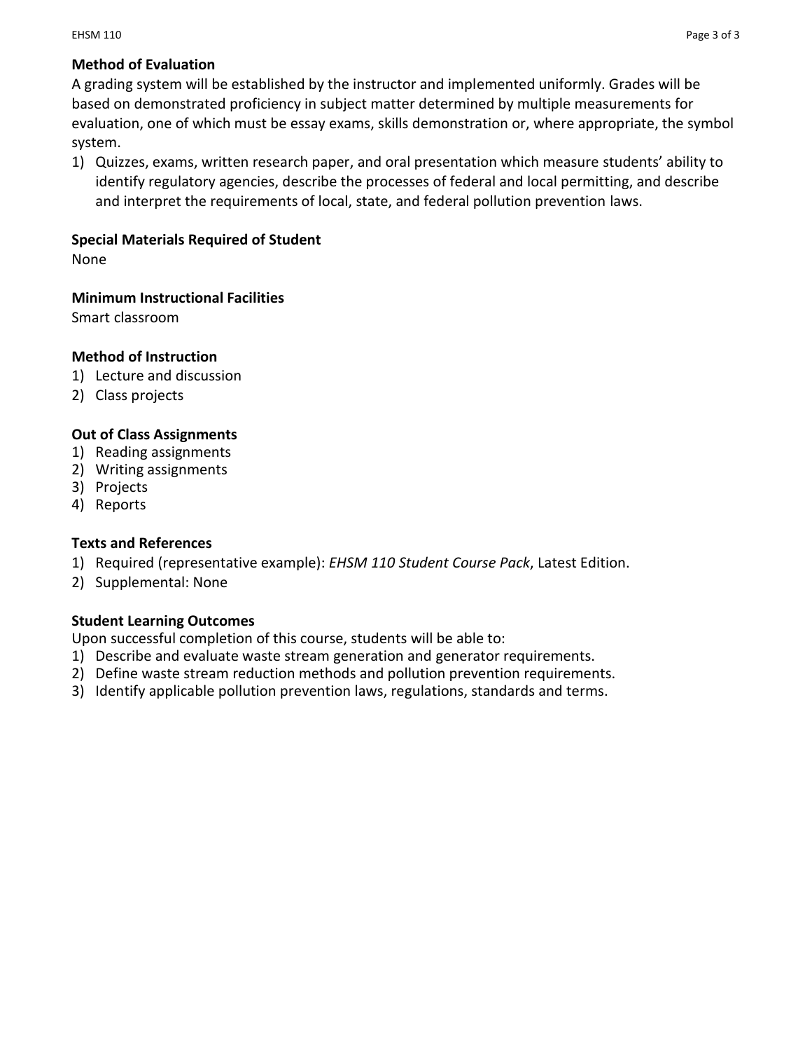**Method of Evaluation**

A grading system will be established by the instructor and implemented uniformly. Grades will be based on demonstrated proficiency in subject matter determined by multiple measurements for evaluation, one of which must be essay exams, skills demonstration or, where appropriate, the symbol system.

1) Quizzes, exams, written research paper, and oral presentation which measure students' ability to identify regulatory agencies, describe the processes of federal and local permitting, and describe and interpret the requirements of local, state, and federal pollution prevention laws.

**Special Materials Required of Student**

None

**Minimum Instructional Facilities**

Smart classroom

**Method of Instruction**

1) Lecture and discussion
2) Class projects

**Out of Class Assignments**

1) Reading assignments
2) Writing assignments
3) Projects
4) Reports

**Texts and References**

1) Required (representative example): *EHSM 110 Student Course Pack*, Latest Edition.
2) Supplemental: None

**Student Learning Outcomes**

Upon successful completion of this course, students will be able to:

1) Describe and evaluate waste stream generation and generator requirements.
2) Define waste stream reduction methods and pollution prevention requirements.
3) Identify applicable pollution prevention laws, regulations, standards and terms.